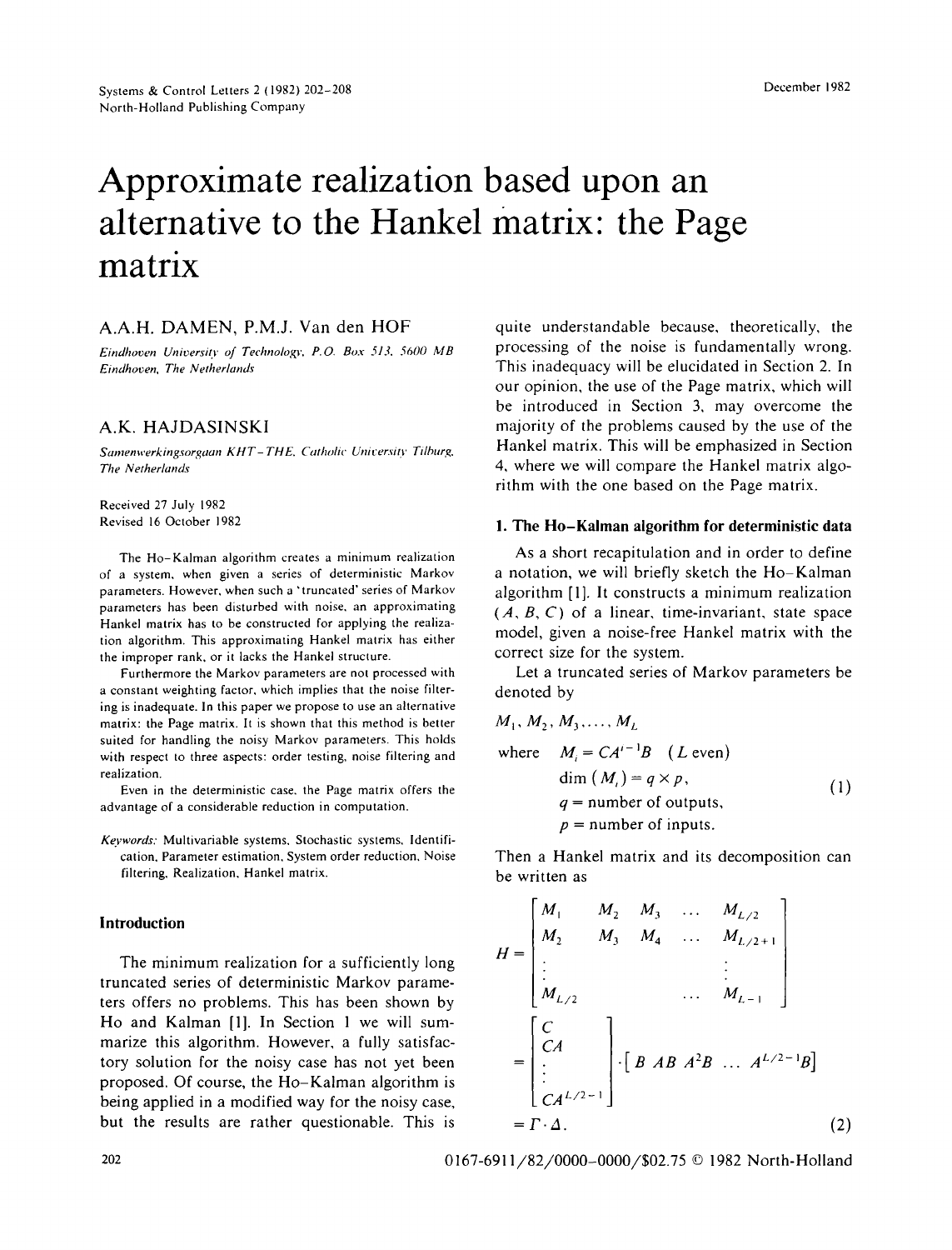# Approximate realization based upon an alternative to the Hankel matrix: the Page matrix

A.A.H. DAMEN, P.M.J. Van den HOF

*Eindhoven University of Technology, P.O. Box 513, 5600 MB Eindhoven, The Netherlands*

A.K. HAJDASINSKI

*Samenwerkingsorgaan KHT-THE, Catholic University Tilburg, The Netherlands*

Received 27 July 1982
Revised 16 October 1982

The Ho-Kalman algorithm creates a minimum realization of a system, when given a series of deterministic Markov parameters. However, when such a 'truncated' series of Markov parameters has been disturbed with noise, an approximating Hankel matrix has to be constructed for applying the realization algorithm. This approximating Hankel matrix has either the improper rank, or it lacks the Hankel structure.

Furthermore the Markov parameters are not processed with a constant weighting factor, which implies that the noise filtering is inadequate. In this paper we propose to use an alternative matrix: the Page matrix. It is shown that this method is better suited for handling the noisy Markov parameters. This holds with respect to three aspects: order testing, noise filtering and realization.

Even in the deterministic case, the Page matrix offers the advantage of a considerable reduction in computation.

*Keywords:* Multivariable systems, Stochastic systems, Identification, Parameter estimation, System order reduction, Noise filtering, Realization, Hankel matrix.

## Introduction

The minimum realization for a sufficiently long truncated series of deterministic Markov parameters offers no problems. This has been shown by Ho and Kalman [1]. In Section 1 we will summarize this algorithm. However, a fully satisfactory solution for the noisy case has not yet been proposed. Of course, the Ho-Kalman algorithm is being applied in a modified way for the noisy case, but the results are rather questionable. This is quite understandable because, theoretically, the processing of the noise is fundamentally wrong. This inadequacy will be elucidated in Section 2. In our opinion, the use of the Page matrix, which will be introduced in Section 3, may overcome the majority of the problems caused by the use of the Hankel matrix. This will be emphasized in Section 4, where we will compare the Hankel matrix algorithm with the one based on the Page matrix.

## 1. The Ho-Kalman algorithm for deterministic data

As a short recapitulation and in order to define a notation, we will briefly sketch the Ho-Kalman algorithm [1]. It constructs a minimum realization $(A, B, C)$ of a linear, time-invariant, state space model, given a noise-free Hankel matrix with the correct size for the system.

Let a truncated series of Markov parameters be denoted by

$$M_1, M_2, M_3, \ldots, M_L$$

$$\begin{aligned} \text{where} \quad & M_i = CA^{i-1}B \quad (L \text{ even}) \\ & \dim(M_i) = q \times p, \\ & q = \text{number of outputs}, \\ & p = \text{number of inputs}. \end{aligned} \tag{1}$$

Then a Hankel matrix and its decomposition can be written as

$$H = \begin{bmatrix} M_1 & M_2 & M_3 & \ldots & M_{L/2} \\ M_2 & M_3 & M_4 & \ldots & M_{L/2+1} \\ \vdots & & & & \vdots \\ M_{L/2} & & & \ldots & M_{L-1} \end{bmatrix}$$

$$= \begin{bmatrix} C \\ CA \\ \vdots \\ CA^{L/2-1} \end{bmatrix} \cdot \begin{bmatrix} B & AB & A^2B & \ldots & A^{L/2-1}B \end{bmatrix}$$

$$= \Gamma \cdot \Delta. \tag{2}$$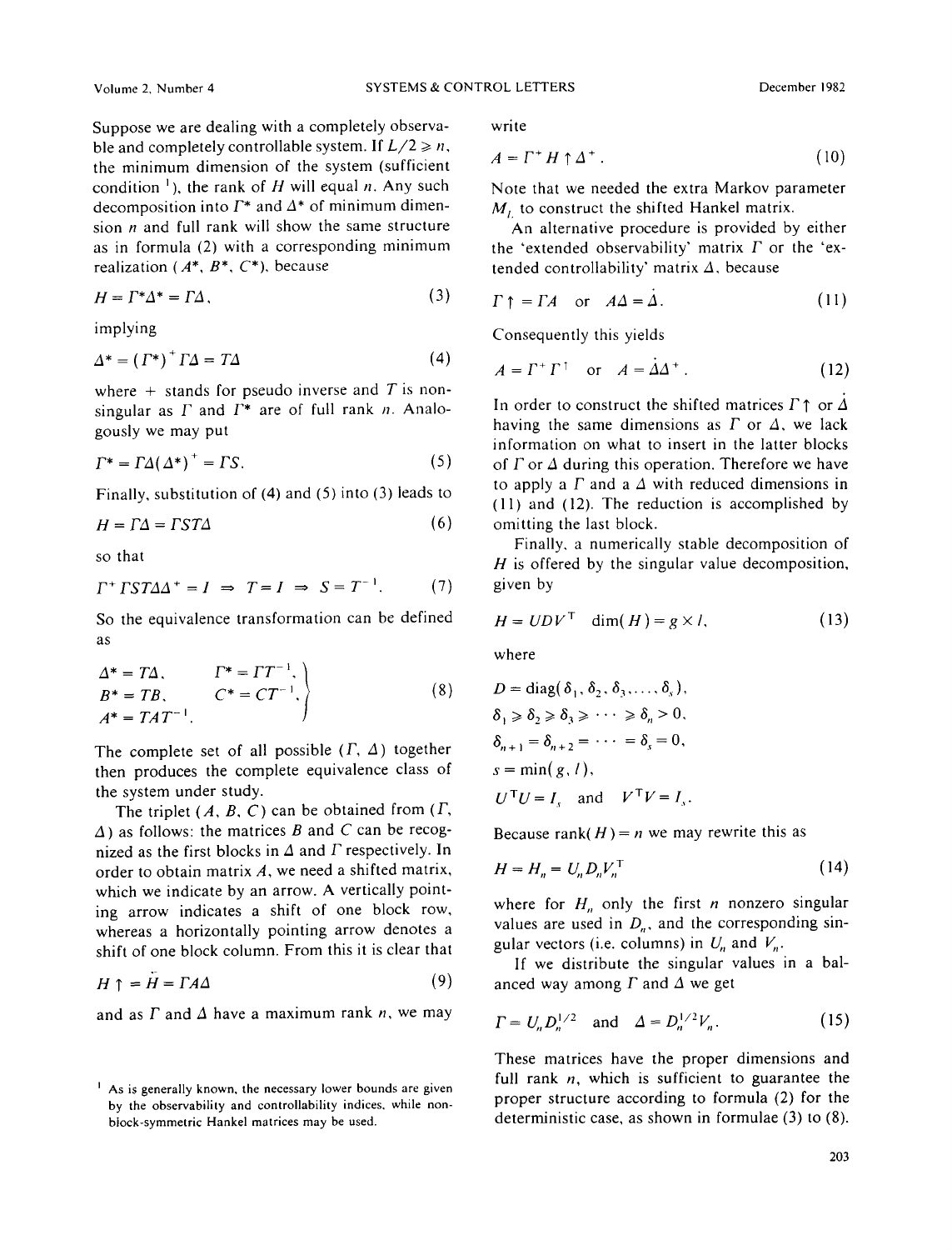Suppose we are dealing with a completely observable and completely controllable system. If $L/2 \geqslant n$, the minimum dimension of the system (sufficient condition [1]), the rank of $H$ will equal $n$. Any such decomposition into $\Gamma^*$ and $\Delta^*$ of minimum dimension $n$ and full rank will show the same structure as in formula (2) with a corresponding minimum realization ($A^*$, $B^*$, $C^*$), because

$$H = \Gamma^* \Delta^* = \Gamma \Delta, \tag{3}$$

implying

$$\Delta^* = (\Gamma^*)^+ \Gamma \Delta = T\Delta \tag{4}$$

where $+$ stands for pseudo inverse and $T$ is nonsingular as $\Gamma$ and $\Gamma^*$ are of full rank $n$. Analogously we may put

$$\Gamma^* = \Gamma \Delta (\Delta^*)^+ = \Gamma S. \tag{5}$$

Finally, substitution of (4) and (5) into (3) leads to

$$H = \Gamma \Delta = \Gamma S T \Delta \tag{6}$$

so that

$$\Gamma^+ \Gamma S T \Delta \Delta^+ = I \;\Rightarrow\; T = I \;\Rightarrow\; S = T^{-1}. \tag{7}$$

So the equivalence transformation can be defined as

$$\left.\begin{array}{ll} \Delta^* = T\Delta, & \Gamma^* = \Gamma T^{-1}, \\ B^* = TB, & C^* = CT^{-1}, \\ A^* = TAT^{-1}. & \end{array}\right\} \tag{8}$$

The complete set of all possible ($\Gamma$, $\Delta$) together then produces the complete equivalence class of the system under study.

The triplet ($A$, $B$, $C$) can be obtained from ($\Gamma$, $\Delta$) as follows: the matrices $B$ and $C$ can be recognized as the first blocks in $\Delta$ and $\Gamma$ respectively. In order to obtain matrix $A$, we need a shifted matrix, which we indicate by an arrow. A vertically pointing arrow indicates a shift of one block row, whereas a horizontally pointing arrow denotes a shift of one block column. From this it is clear that

$$H\uparrow = \vec{H} = \Gamma A \Delta \tag{9}$$

and as $\Gamma$ and $\Delta$ have a maximum rank $n$, we may write

$$A = \Gamma^+ H \uparrow \Delta^+. \tag{10}$$

Note that we needed the extra Markov parameter $M_L$ to construct the shifted Hankel matrix.

An alternative procedure is provided by either the 'extended observability' matrix $\Gamma$ or the 'extended controllability' matrix $\Delta$, because

$$\Gamma\uparrow = \Gamma A \quad \text{or} \quad A\Delta = \dot{\Delta}. \tag{11}$$

Consequently this yields

$$A = \Gamma^+ \Gamma^\uparrow \quad \text{or} \quad A = \dot{\Delta}\Delta^+. \tag{12}$$

In order to construct the shifted matrices $\Gamma\uparrow$ or $\dot{\Delta}$ having the same dimensions as $\Gamma$ or $\Delta$, we lack information on what to insert in the latter blocks of $\Gamma$ or $\Delta$ during this operation. Therefore we have to apply a $\Gamma$ and a $\Delta$ with reduced dimensions in (11) and (12). The reduction is accomplished by omitting the last block.

Finally, a numerically stable decomposition of $H$ is offered by the singular value decomposition, given by

$$H = UDV^{\mathrm{T}} \quad \dim(H) = g \times l, \tag{13}$$

where

$$\begin{aligned} &D = \operatorname{diag}(\delta_1, \delta_2, \delta_3, \ldots, \delta_s), \\ &\delta_1 \geqslant \delta_2 \geqslant \delta_3 \geqslant \cdots \geqslant \delta_n > 0, \\ &\delta_{n+1} = \delta_{n+2} = \cdots = \delta_s = 0, \\ &s = \min(g, l), \\ &U^{\mathrm{T}}U = I_s \quad \text{and} \quad V^{\mathrm{T}}V = I_s. \end{aligned}$$

Because $\operatorname{rank}(H) = n$ we may rewrite this as

$$H = H_n = U_n D_n V_n^{\mathrm{T}} \tag{14}$$

where for $H_n$ only the first $n$ nonzero singular values are used in $D_n$, and the corresponding singular vectors (i.e. columns) in $U_n$ and $V_n$.

If we distribute the singular values in a balanced way among $\Gamma$ and $\Delta$ we get

$$\Gamma = U_n D_n^{1/2} \quad \text{and} \quad \Delta = D_n^{1/2} V_n. \tag{15}$$

These matrices have the proper dimensions and full rank $n$, which is sufficient to guarantee the proper structure according to formula (2) for the deterministic case, as shown in formulae (3) to (8).

[1] As is generally known, the necessary lower bounds are given by the observability and controllability indices, while non-block-symmetric Hankel matrices may be used.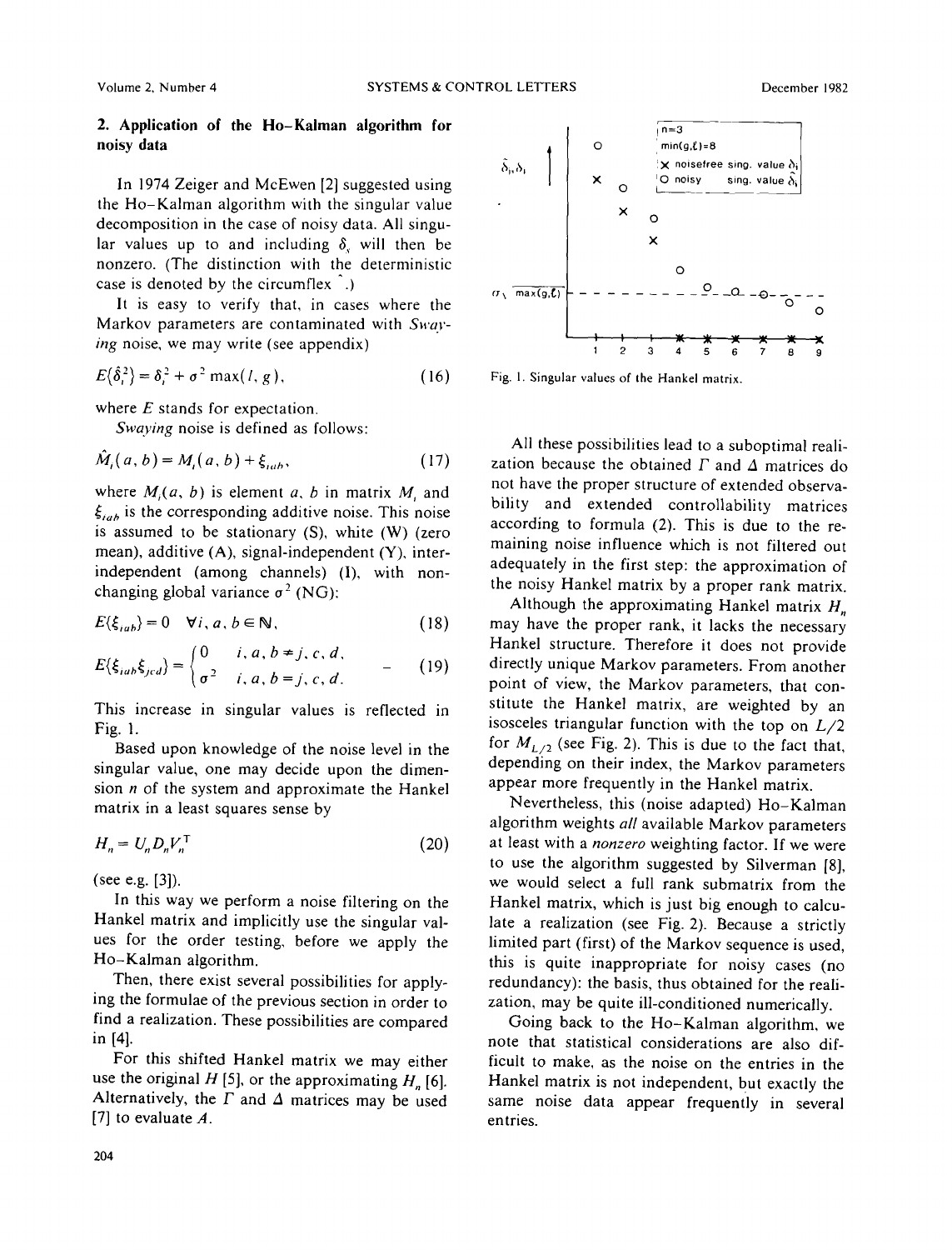## 2. Application of the Ho–Kalman algorithm for noisy data

In 1974 Zeiger and McEwen [2] suggested using the Ho–Kalman algorithm with the singular value decomposition in the case of noisy data. All singular values up to and including $\delta_s$ will then be nonzero. (The distinction with the deterministic case is denoted by the circumflex $\hat{}$.)

It is easy to verify that, in cases where the Markov parameters are contaminated with *Swaying* noise, we may write (see appendix)

$$E\{\hat{\delta}_i^2\} = \delta_i^2 + \sigma^2 \max(l, g), \tag{16}$$

where $E$ stands for expectation.

*Swaying* noise is defined as follows:

$$\hat{M}_i(a, b) = M_i(a, b) + \xi_{iab}, \tag{17}$$

where $M_i(a, b)$ is element $a$, $b$ in matrix $M_i$ and $\xi_{iab}$ is the corresponding additive noise. This noise is assumed to be stationary (S), white (W) (zero mean), additive (A), signal-independent (Y), inter-independent (among channels) (I), with nonchanging global variance $\sigma^2$ (NG):

$$E\{\xi_{iab}\} = 0 \quad \forall i, a, b \in \mathbb{N}, \tag{18}$$

$$E\{\xi_{iab}\xi_{jcd}\} = \begin{cases} 0 & i, a, b \neq j, c, d, \\ \sigma^2 & i, a, b = j, c, d. \end{cases} \tag{19}$$

This increase in singular values is reflected in Fig. 1.

Based upon knowledge of the noise level in the singular value, one may decide upon the dimension $n$ of the system and approximate the Hankel matrix in a least squares sense by

$$H_n = U_n D_n V_n^{\mathrm{T}} \tag{20}$$

(see e.g. [3]).

In this way we perform a noise filtering on the Hankel matrix and implicitly use the singular values for the order testing, before we apply the Ho–Kalman algorithm.

Then, there exist several possibilities for applying the formulae of the previous section in order to find a realization. These possibilities are compared in [4].

For this shifted Hankel matrix we may either use the original $H$ [5], or the approximating $H_n$ [6]. Alternatively, the $\Gamma$ and $\Delta$ matrices may be used [7] to evaluate $A$.

Fig. 1. Singular values of the Hankel matrix.

All these possibilities lead to a suboptimal realization because the obtained $\Gamma$ and $\Delta$ matrices do not have the proper structure of extended observability and extended controllability matrices according to formula (2). This is due to the remaining noise influence which is not filtered out adequately in the first step: the approximation of the noisy Hankel matrix by a proper rank matrix.

Although the approximating Hankel matrix $H_n$ may have the proper rank, it lacks the necessary Hankel structure. Therefore it does not provide directly unique Markov parameters. From another point of view, the Markov parameters, that constitute the Hankel matrix, are weighted by an isosceles triangular function with the top on $L/2$ for $M_{L/2}$ (see Fig. 2). This is due to the fact that, depending on their index, the Markov parameters appear more frequently in the Hankel matrix.

Nevertheless, this (noise adapted) Ho–Kalman algorithm weights *all* available Markov parameters at least with a *nonzero* weighting factor. If we were to use the algorithm suggested by Silverman [8], we would select a full rank submatrix from the Hankel matrix, which is just big enough to calculate a realization (see Fig. 2). Because a strictly limited part (first) of the Markov sequence is used, this is quite inappropriate for noisy cases (no redundancy): the basis, thus obtained for the realization, may be quite ill-conditioned numerically.

Going back to the Ho–Kalman algorithm, we note that statistical considerations are also difficult to make, as the noise on the entries in the Hankel matrix is not independent, but exactly the same noise data appear frequently in several entries.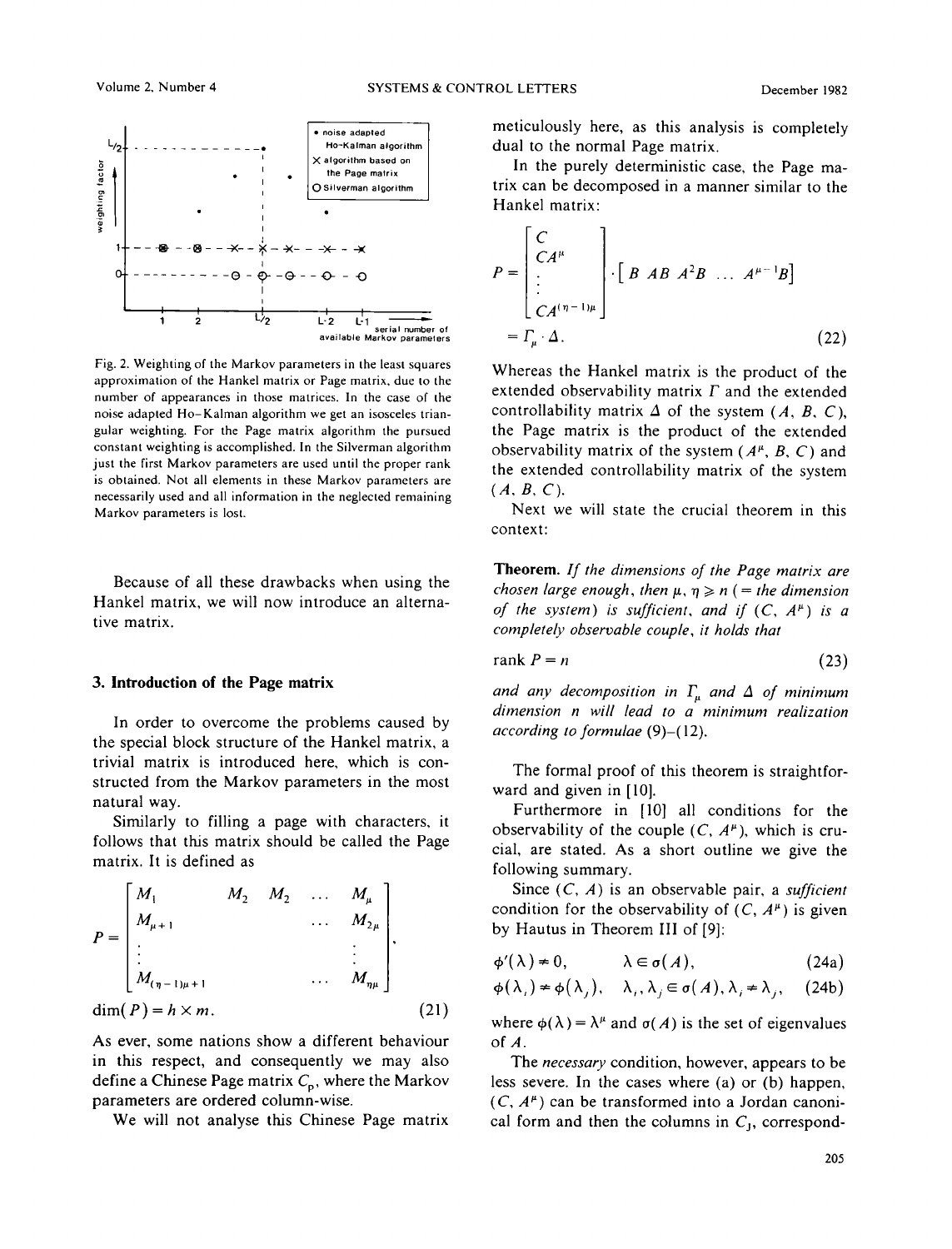Fig. 2. Weighting of the Markov parameters in the least squares approximation of the Hankel matrix or Page matrix, due to the number of appearances in those matrices. In the case of the noise adapted Ho–Kalman algorithm we get an isosceles triangular weighting. For the Page matrix algorithm the pursued constant weighting is accomplished. In the Silverman algorithm just the first Markov parameters are used until the proper rank is obtained. Not all elements in these Markov parameters are necessarily used and all information in the neglected remaining Markov parameters is lost.

Because of all these drawbacks when using the Hankel matrix, we will now introduce an alternative matrix.

## 3. Introduction of the Page matrix

In order to overcome the problems caused by the special block structure of the Hankel matrix, a trivial matrix is introduced here, which is constructed from the Markov parameters in the most natural way.

Similarly to filling a page with characters, it follows that this matrix should be called the Page matrix. It is defined as

$$P = \begin{bmatrix} M_1 & M_2 & M_2 & \dots & M_\mu \\ M_{\mu+1} & & & \dots & M_{2\mu} \\ \vdots & & & & \vdots \\ M_{(\eta-1)\mu+1} & & & \dots & M_{\eta\mu} \end{bmatrix},$$

$$\dim(P) = h \times m. \tag{21}$$

As ever, some nations show a different behaviour in this respect, and consequently we may also define a Chinese Page matrix $C_p$, where the Markov parameters are ordered column-wise.

We will not analyse this Chinese Page matrix meticulously here, as this analysis is completely dual to the normal Page matrix.

In the purely deterministic case, the Page matrix can be decomposed in a manner similar to the Hankel matrix:

$$P = \begin{bmatrix} C \\ CA^\mu \\ \vdots \\ CA^{(\eta-1)\mu} \end{bmatrix} \cdot \begin{bmatrix} B & AB & A^2B & \dots & A^{\mu-1}B \end{bmatrix}$$
$$= \Gamma_\mu \cdot \Delta. \tag{22}$$

Whereas the Hankel matrix is the product of the extended observability matrix $\Gamma$ and the extended controllability matrix $\Delta$ of the system $(A, B, C)$, the Page matrix is the product of the extended observability matrix of the system $(A^\mu, B, C)$ and the extended controllability matrix of the system $(A, B, C)$.

Next we will state the crucial theorem in this context:

**Theorem.** *If the dimensions of the Page matrix are chosen large enough, then* $\mu, \eta \geqslant n$ *(= the dimension of the system) is sufficient, and if* $(C, A^\mu)$ *is a completely observable couple, it holds that*

$$\operatorname{rank} P = n \tag{23}$$

*and any decomposition in* $\Gamma_\mu$ *and* $\Delta$ *of minimum dimension* $n$ *will lead to a minimum realization according to formulae* (9)–(12).

The formal proof of this theorem is straightforward and given in [10].

Furthermore in [10] all conditions for the observability of the couple $(C, A^\mu)$, which is crucial, are stated. As a short outline we give the following summary.

Since $(C, A)$ is an observable pair, a *sufficient* condition for the observability of $(C, A^\mu)$ is given by Hautus in Theorem III of [9]:

$$\phi'(\lambda) \neq 0, \qquad \lambda \in \sigma(A), \tag{24a}$$

$$\phi(\lambda_i) \neq \phi(\lambda_j), \quad \lambda_i, \lambda_j \in \sigma(A), \lambda_i \neq \lambda_j, \tag{24b}$$

where $\phi(\lambda) = \lambda^\mu$ and $\sigma(A)$ is the set of eigenvalues of $A$.

The *necessary* condition, however, appears to be less severe. In the cases where (a) or (b) happen, $(C, A^\mu)$ can be transformed into a Jordan canonical form and then the columns in $C_J$, correspond-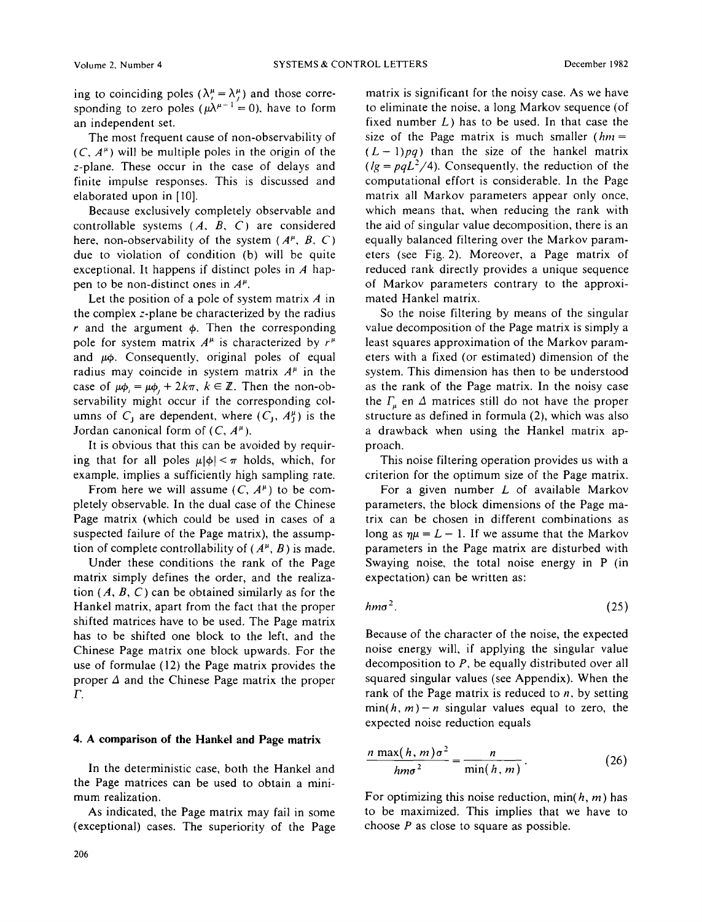ing to coinciding poles ($\lambda_i^\mu = \lambda_j^\mu$) and those corresponding to zero poles ($\mu\lambda^{\mu-1} = 0$), have to form an independent set.

The most frequent cause of non-observability of $(C, A^\mu)$ will be multiple poles in the origin of the $z$-plane. These occur in the case of delays and finite impulse responses. This is discussed and elaborated upon in [10].

Because exclusively completely observable and controllable systems $(A, B, C)$ are considered here, non-observability of the system $(A^\mu, B, C)$ due to violation of condition (b) will be quite exceptional. It happens if distinct poles in $A$ happen to be non-distinct ones in $A^\mu$.

Let the position of a pole of system matrix $A$ in the complex $z$-plane be characterized by the radius $r$ and the argument $\phi$. Then the corresponding pole for system matrix $A^\mu$ is characterized by $r^\mu$ and $\mu\phi$. Consequently, original poles of equal radius may coincide in system matrix $A^\mu$ in the case of $\mu\phi_i = \mu\phi_j + 2k\pi$, $k \in \mathbb{Z}$. Then the non-observability might occur if the corresponding columns of $C_J$ are dependent, where $(C_J, A_J^\mu)$ is the Jordan canonical form of $(C, A^\mu)$.

It is obvious that this can be avoided by requiring that for all poles $\mu|\phi| < \pi$ holds, which, for example, implies a sufficiently high sampling rate.

From here we will assume $(C, A^\mu)$ to be completely observable. In the dual case of the Chinese Page matrix (which could be used in cases of a suspected failure of the Page matrix), the assumption of complete controllability of $(A^\mu, B)$ is made.

Under these conditions the rank of the Page matrix simply defines the order, and the realization $(A, B, C)$ can be obtained similarly as for the Hankel matrix, apart from the fact that the proper shifted matrices have to be used. The Page matrix has to be shifted one block to the left, and the Chinese Page matrix one block upwards. For the use of formulae (12) the Page matrix provides the proper $\Delta$ and the Chinese Page matrix the proper $\Gamma$.

## 4. A comparison of the Hankel and Page matrix

In the deterministic case, both the Hankel and the Page matrices can be used to obtain a minimum realization.

As indicated, the Page matrix may fail in some (exceptional) cases. The superiority of the Page matrix is significant for the noisy case. As we have to eliminate the noise, a long Markov sequence (of fixed number $L$) has to be used. In that case the size of the Page matrix is much smaller ($hm = (L-1)pq$) than the size of the hankel matrix ($lg = pqL^2/4$). Consequently, the reduction of the computational effort is considerable. In the Page matrix all Markov parameters appear only once, which means that, when reducing the rank with the aid of singular value decomposition, there is an equally balanced filtering over the Markov parameters (see Fig. 2). Moreover, a Page matrix of reduced rank directly provides a unique sequence of Markov parameters contrary to the approximated Hankel matrix.

So the noise filtering by means of the singular value decomposition of the Page matrix is simply a least squares approximation of the Markov parameters with a fixed (or estimated) dimension of the system. This dimension has then to be understood as the rank of the Page matrix. In the noisy case the $\Gamma_\mu$ en $\Delta$ matrices still do not have the proper structure as defined in formula (2), which was also a drawback when using the Hankel matrix approach.

This noise filtering operation provides us with a criterion for the optimum size of the Page matrix.

For a given number $L$ of available Markov parameters, the block dimensions of the Page matrix can be chosen in different combinations as long as $\eta\mu = L - 1$. If we assume that the Markov parameters in the Page matrix are disturbed with Swaying noise, the total noise energy in P (in expectation) can be written as:

$$hm\sigma^2. \tag{25}$$

Because of the character of the noise, the expected noise energy will, if applying the singular value decomposition to $P$, be equally distributed over all squared singular values (see Appendix). When the rank of the Page matrix is reduced to $n$, by setting $\min(h, m) - n$ singular values equal to zero, the expected noise reduction equals

$$\frac{n \max(h, m)\sigma^2}{hm\sigma^2} = \frac{n}{\min(h, m)}. \tag{26}$$

For optimizing this noise reduction, $\min(h, m)$ has to be maximized. This implies that we have to choose $P$ as close to square as possible.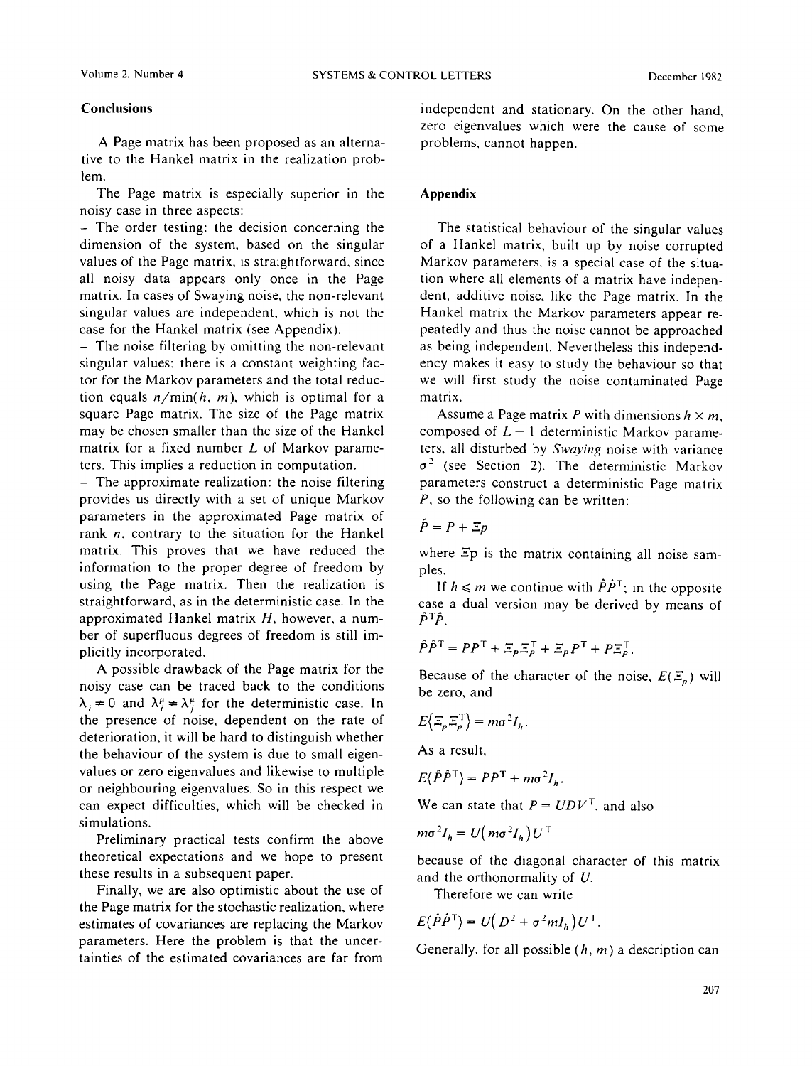## Conclusions

A Page matrix has been proposed as an alternative to the Hankel matrix in the realization problem.

The Page matrix is especially superior in the noisy case in three aspects:

- The order testing: the decision concerning the dimension of the system, based on the singular values of the Page matrix, is straightforward, since all noisy data appears only once in the Page matrix. In cases of Swaying noise, the non-relevant singular values are independent, which is not the case for the Hankel matrix (see Appendix).
- The noise filtering by omitting the non-relevant singular values: there is a constant weighting factor for the Markov parameters and the total reduction equals $n/\min(h, m)$, which is optimal for a square Page matrix. The size of the Page matrix may be chosen smaller than the size of the Hankel matrix for a fixed number $L$ of Markov parameters. This implies a reduction in computation.
- The approximate realization: the noise filtering provides us directly with a set of unique Markov parameters in the approximated Page matrix of rank $n$, contrary to the situation for the Hankel matrix. This proves that we have reduced the information to the proper degree of freedom by using the Page matrix. Then the realization is straightforward, as in the deterministic case. In the approximated Hankel matrix $H$, however, a number of superfluous degrees of freedom is still implicitly incorporated.

A possible drawback of the Page matrix for the noisy case can be traced back to the conditions $\lambda_i \neq 0$ and $\lambda_i^\mu \neq \lambda_j^\mu$ for the deterministic case. In the presence of noise, dependent on the rate of deterioration, it will be hard to distinguish whether the behaviour of the system is due to small eigenvalues or zero eigenvalues and likewise to multiple or neighbouring eigenvalues. So in this respect we can expect difficulties, which will be checked in simulations.

Preliminary practical tests confirm the above theoretical expectations and we hope to present these results in a subsequent paper.

Finally, we are also optimistic about the use of the Page matrix for the stochastic realization, where estimates of covariances are replacing the Markov parameters. Here the problem is that the uncertainties of the estimated covariances are far from independent and stationary. On the other hand, zero eigenvalues which were the cause of some problems, cannot happen.

## Appendix

The statistical behaviour of the singular values of a Hankel matrix, built up by noise corrupted Markov parameters, is a special case of the situation where all elements of a matrix have independent, additive noise, like the Page matrix. In the Hankel matrix the Markov parameters appear repeatedly and thus the noise cannot be approached as being independent. Nevertheless this independency makes it easy to study the behaviour so that we will first study the noise contaminated Page matrix.

Assume a Page matrix $P$ with dimensions $h \times m$, composed of $L - 1$ deterministic Markov parameters, all disturbed by *Swaying* noise with variance $\sigma^2$ (see Section 2). The deterministic Markov parameters construct a deterministic Page matrix $P$, so the following can be written:

$$\hat{P} = P + \Xi p$$

where $\Xi p$ is the matrix containing all noise samples.

If $h \leqslant m$ we continue with $\hat{P}\hat{P}^{\mathrm{T}}$; in the opposite case a dual version may be derived by means of $\hat{P}^{\mathrm{T}}\hat{P}$.

$$\hat{P}\hat{P}^{\mathrm{T}} = PP^{\mathrm{T}} + \Xi_p \Xi_p^{\mathrm{T}} + \Xi_p P^{\mathrm{T}} + P\Xi_p^{\mathrm{T}}.$$

Because of the character of the noise, $E(\Xi_p)$ will be zero, and

$$E\{\Xi_p \Xi_p^{\mathrm{T}}\} = m\sigma^2 I_h.$$

As a result,

$$E\{\hat{P}\hat{P}^{\mathrm{T}}\} = PP^{\mathrm{T}} + m\sigma^2 I_h.$$

We can state that $P = UDV^{\mathrm{T}}$, and also

$$m\sigma^2 I_h = U(m\sigma^2 I_h)U^{\mathrm{T}}$$

because of the diagonal character of this matrix and the orthonormality of $U$.

Therefore we can write

$$E\{\hat{P}\hat{P}^{\mathrm{T}}\} = U(D^2 + \sigma^2 m I_h)U^{\mathrm{T}}.$$

Generally, for all possible $(h, m)$ a description can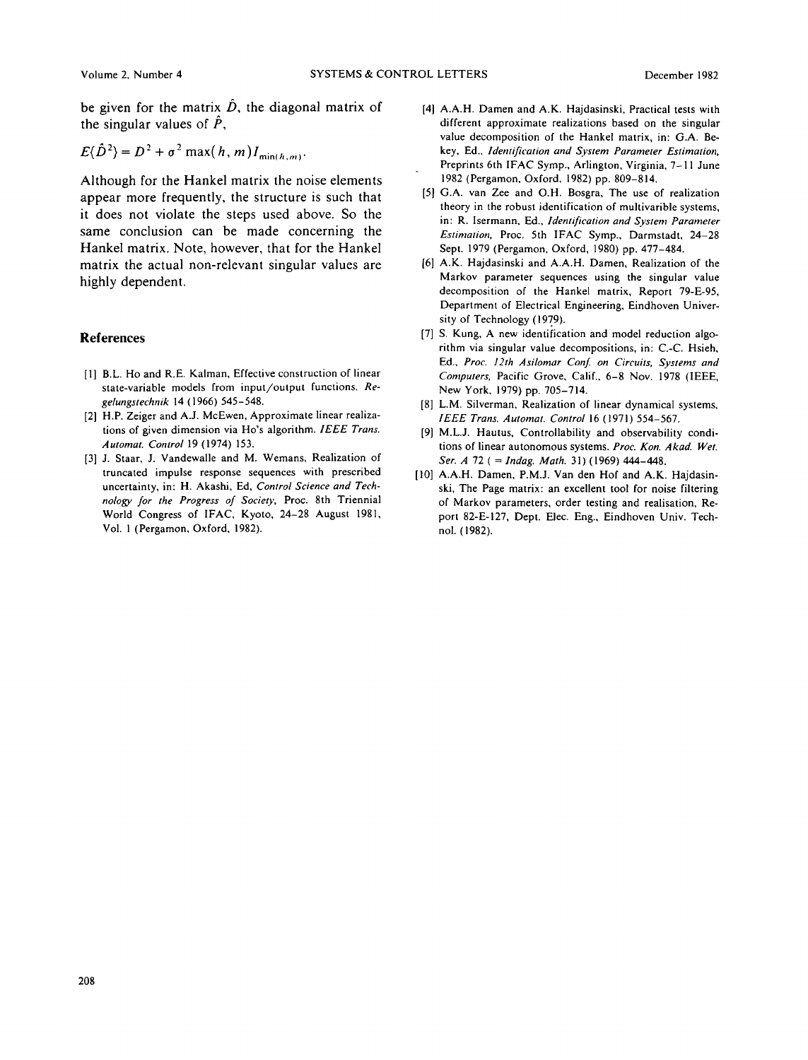be given for the matrix $\hat{D}$, the diagonal matrix of the singular values of $\hat{P}$,

$$E\{\hat{D}^2\} = D^2 + \sigma^2 \max(h, m) I_{\min(h,m)}.$$

Although for the Hankel matrix the noise elements appear more frequently, the structure is such that it does not violate the steps used above. So the same conclusion can be made concerning the Hankel matrix. Note, however, that for the Hankel matrix the actual non-relevant singular values are highly dependent.

## References

[1] B.L. Ho and R.E. Kalman, Effective construction of linear state-variable models from input/output functions. *Regelungstechnik* 14 (1966) 545–548.

[2] H.P. Zeiger and A.J. McEwen, Approximate linear realizations of given dimension via Ho's algorithm. *IEEE Trans. Automat. Control* 19 (1974) 153.

[3] J. Staar, J. Vandewalle and M. Wemans, Realization of truncated impulse response sequences with prescribed uncertainty, in: H. Akashi, Ed, *Control Science and Technology for the Progress of Society*, Proc. 8th Triennial World Congress of IFAC, Kyoto, 24–28 August 1981, Vol. 1 (Pergamon, Oxford, 1982).

[4] A.A.H. Damen and A.K. Hajdasinski, Practical tests with different approximate realizations based on the singular value decomposition of the Hankel matrix, in: G.A. Bekey, Ed., *Identification and System Parameter Estimation*, Preprints 6th IFAC Symp., Arlington, Virginia, 7–11 June 1982 (Pergamon, Oxford, 1982) pp. 809–814.

[5] G.A. van Zee and O.H. Bosgra, The use of realization theory in the robust identification of multivarible systems, in: R. Isermann, Ed., *Identification and System Parameter Estimation*, Proc. 5th IFAC Symp., Darmstadt, 24–28 Sept. 1979 (Pergamon, Oxford, 1980) pp. 477–484.

[6] A.K. Hajdasinski and A.A.H. Damen, Realization of the Markov parameter sequences using the singular value decomposition of the Hankel matrix, Report 79-E-95, Department of Electrical Engineering, Eindhoven University of Technology (1979).

[7] S. Kung, A new identification and model reduction algorithm via singular value decompositions, in: C.-C. Hsieh, Ed., *Proc. 12th Asilomar Conf. on Circuits, Systems and Computers*, Pacific Grove, Calif., 6–8 Nov. 1978 (IEEE, New York, 1979) pp. 705–714.

[8] L.M. Silverman, Realization of linear dynamical systems, *IEEE Trans. Automat. Control* 16 (1971) 554–567.

[9] M.L.J. Hautus, Controllability and observability conditions of linear autonomous systems. *Proc. Kon. Akad. Wet. Ser. A* 72 ( = *Indag. Math.* 31) (1969) 444–448.

[10] A.A.H. Damen, P.M.J. Van den Hof and A.K. Hajdasinski, The Page matrix: an excellent tool for noise filtering of Markov parameters, order testing and realisation, Report 82-E-127, Dept. Elec. Eng., Eindhoven Univ. Technol. (1982).